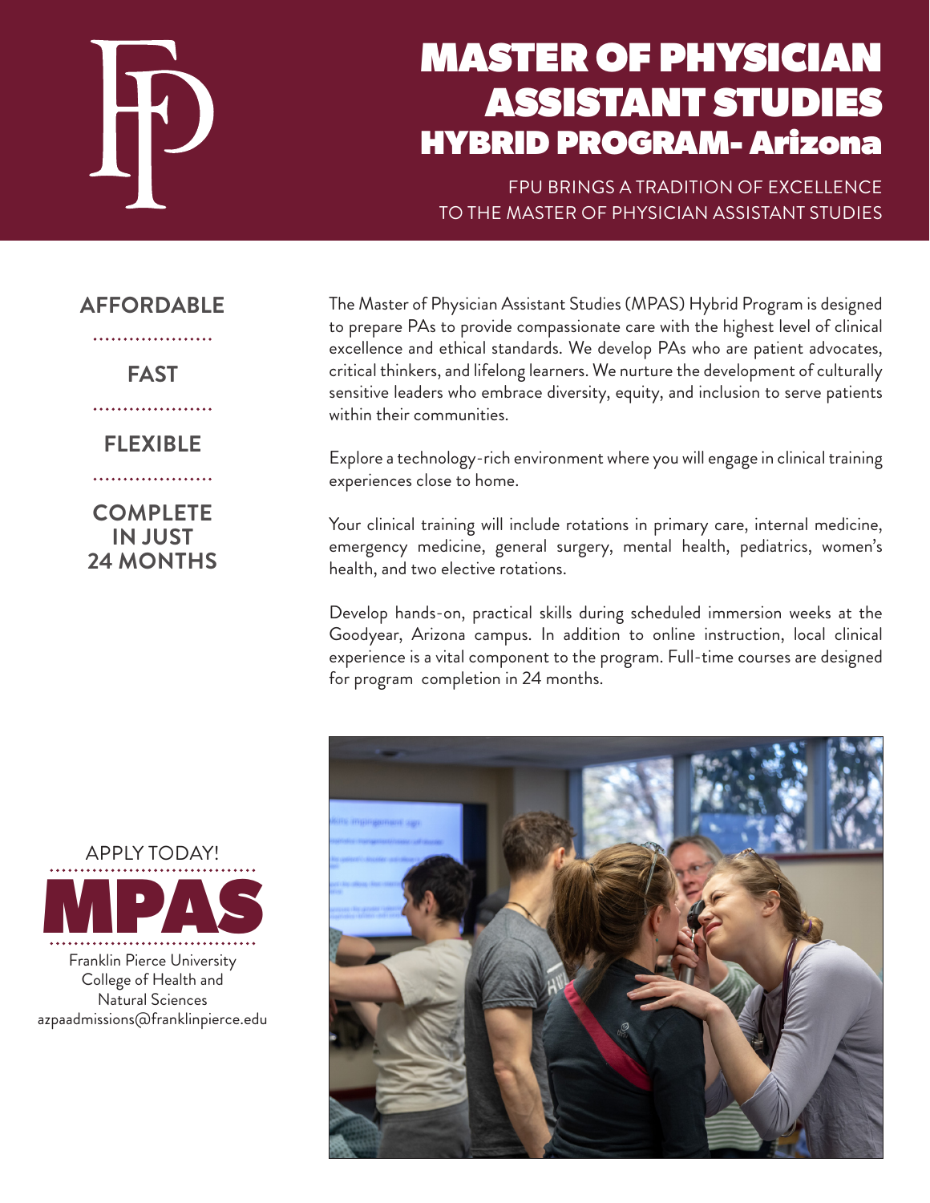# MASTER OF PHYSICIAN ASSISTANT STUDIES
## HYBRID PROGRAM- Arizona

FPU BRINGS A TRADITION OF EXCELLENCE TO THE MASTER OF PHYSICIAN ASSISTANT STUDIES

**AFFORDABLE**

**FAST**

**FLEXIBLE**

**COMPLETE IN JUST 24 MONTHS**

The Master of Physician Assistant Studies (MPAS) Hybrid Program is designed to prepare PAs to provide compassionate care with the highest level of clinical excellence and ethical standards. We develop PAs who are patient advocates, critical thinkers, and lifelong learners. We nurture the development of culturally sensitive leaders who embrace diversity, equity, and inclusion to serve patients within their communities.

Explore a technology-rich environment where you will engage in clinical training experiences close to home.

Your clinical training will include rotations in primary care, internal medicine, emergency medicine, general surgery, mental health, pediatrics, women's health, and two elective rotations.

Develop hands-on, practical skills during scheduled immersion weeks at the Goodyear, Arizona campus. In addition to online instruction, local clinical experience is a vital component to the program. Full-time courses are designed for program completion in 24 months.

APPLY TODAY!

**MPAS**

Franklin Pierce University
College of Health and Natural Sciences
azpaadmissions@franklinpierce.edu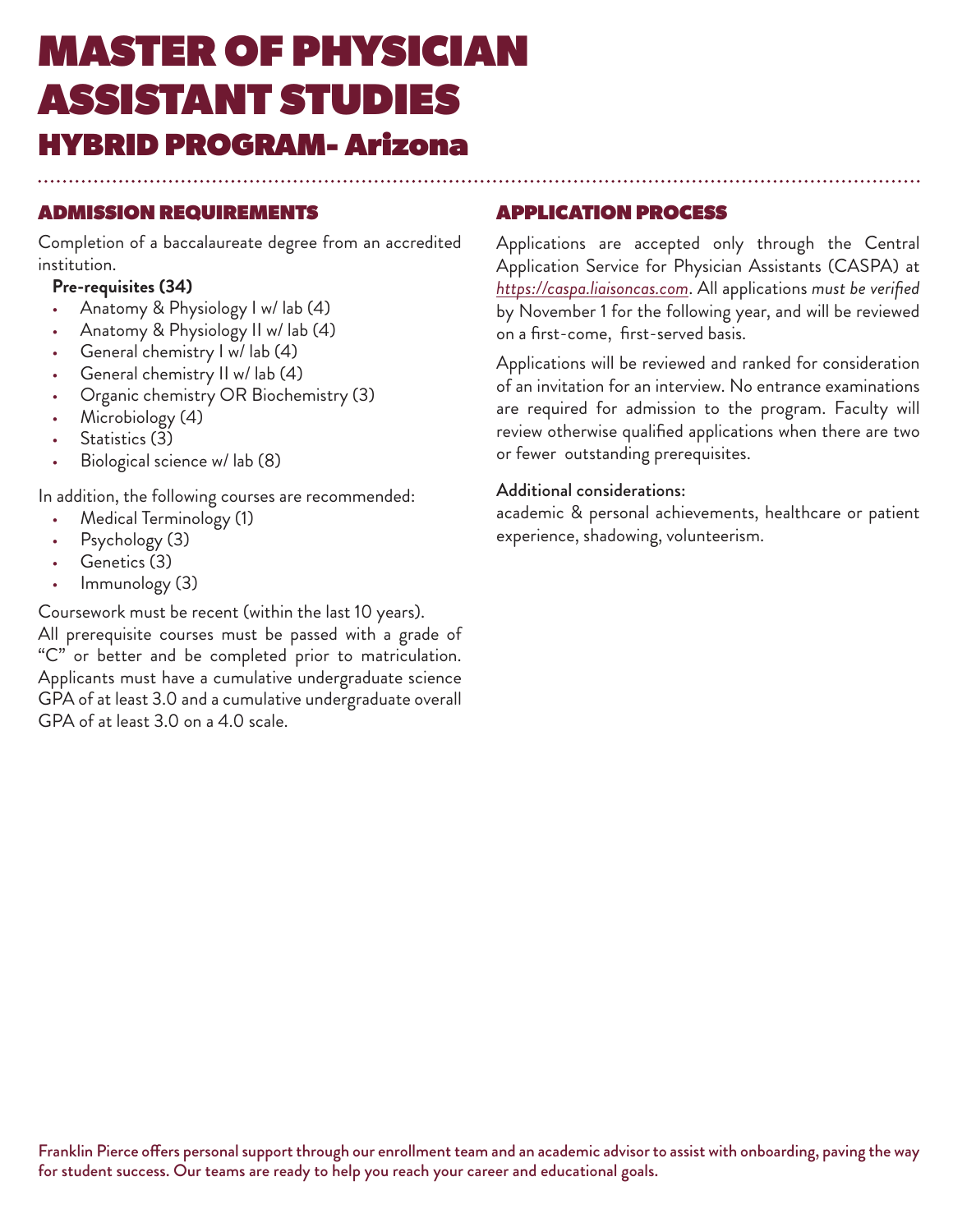# MASTER OF PHYSICIAN ASSISTANT STUDIES

## HYBRID PROGRAM- Arizona

### ADMISSION REQUIREMENTS

Completion of a baccalaureate degree from an accredited institution.

**Pre-requisites (34)**

- Anatomy & Physiology I w/ lab (4)
- Anatomy & Physiology II w/ lab (4)
- General chemistry I w/ lab (4)
- General chemistry II w/ lab (4)
- Organic chemistry OR Biochemistry (3)
- Microbiology (4)
- Statistics (3)
- Biological science w/ lab (8)

In addition, the following courses are recommended:

- Medical Terminology (1)
- Psychology (3)
- Genetics (3)
- Immunology (3)

Coursework must be recent (within the last 10 years).
All prerequisite courses must be passed with a grade of "C" or better and be completed prior to matriculation. Applicants must have a cumulative undergraduate science GPA of at least 3.0 and a cumulative undergraduate overall GPA of at least 3.0 on a 4.0 scale.

### APPLICATION PROCESS

Applications are accepted only through the Central Application Service for Physician Assistants (CASPA) at *https://caspa.liaisoncas.com*. All applications *must be verified* by November 1 for the following year, and will be reviewed on a first-come, first-served basis.

Applications will be reviewed and ranked for consideration of an invitation for an interview. No entrance examinations are required for admission to the program. Faculty will review otherwise qualified applications when there are two or fewer outstanding prerequisites.

Additional considerations:
academic & personal achievements, healthcare or patient experience, shadowing, volunteerism.

Franklin Pierce offers personal support through our enrollment team and an academic advisor to assist with onboarding, paving the way for student success. Our teams are ready to help you reach your career and educational goals.